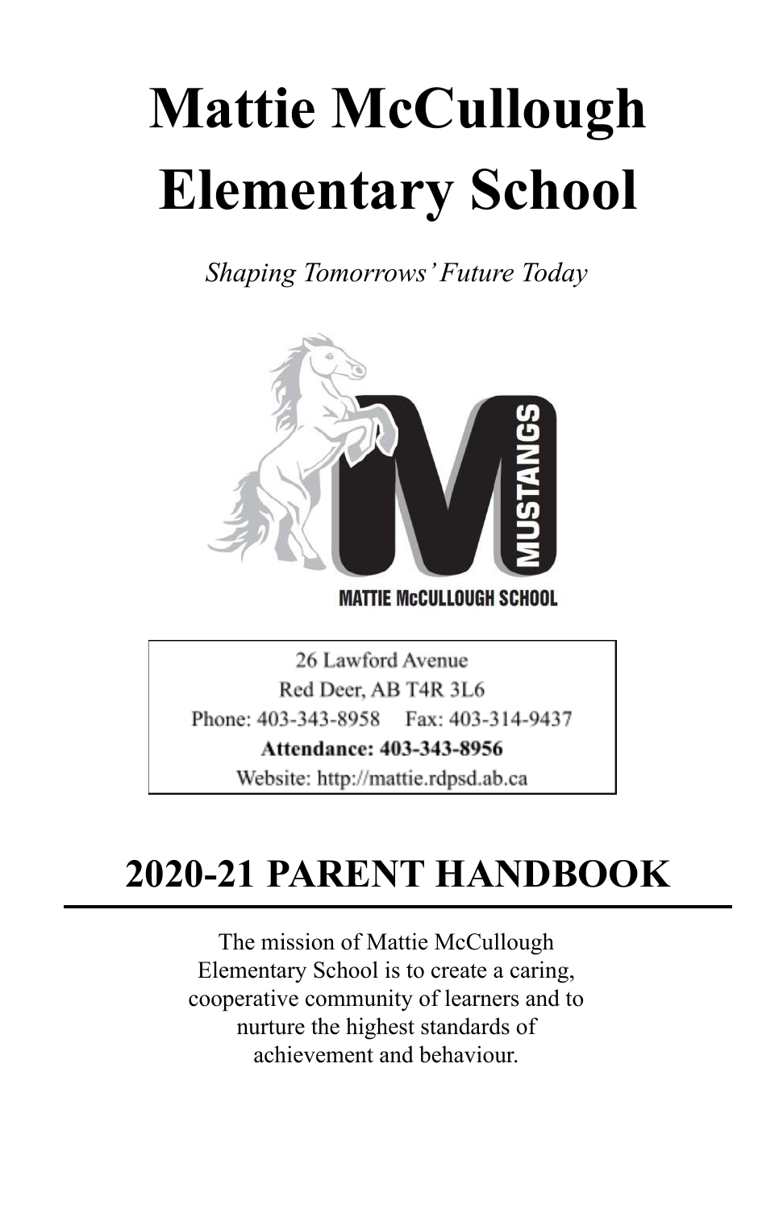# Mattie McCullough Elementary School

*Shaping Tomorrows' Future Today*

MATTIE McCULLOUGH SCHOOL

26 Lawford Avenue
Red Deer, AB T4R 3L6
Phone: 403-343-8958 Fax: 403-314-9437
**Attendance: 403-343-8956**
Website: http://mattie.rdpsd.ab.ca

## 2020-21 PARENT HANDBOOK

The mission of Mattie McCullough Elementary School is to create a caring, cooperative community of learners and to nurture the highest standards of achievement and behaviour.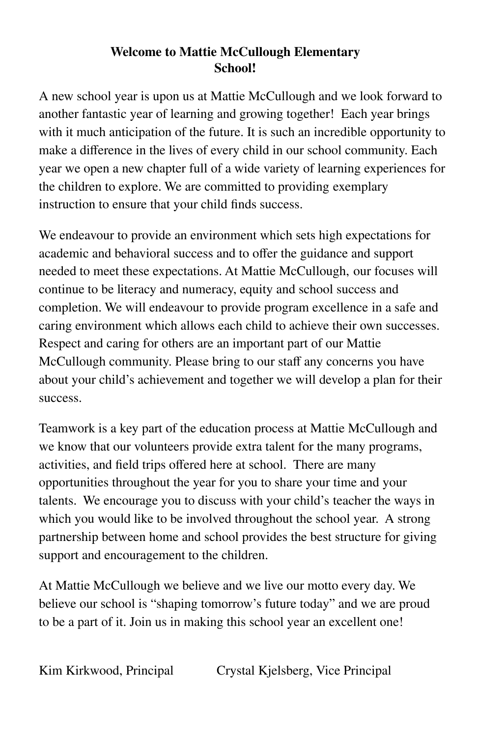# Welcome to Mattie McCullough Elementary School!

A new school year is upon us at Mattie McCullough and we look forward to another fantastic year of learning and growing together! Each year brings with it much anticipation of the future. It is such an incredible opportunity to make a difference in the lives of every child in our school community. Each year we open a new chapter full of a wide variety of learning experiences for the children to explore. We are committed to providing exemplary instruction to ensure that your child finds success.

We endeavour to provide an environment which sets high expectations for academic and behavioral success and to offer the guidance and support needed to meet these expectations. At Mattie McCullough, our focuses will continue to be literacy and numeracy, equity and school success and completion. We will endeavour to provide program excellence in a safe and caring environment which allows each child to achieve their own successes. Respect and caring for others are an important part of our Mattie McCullough community. Please bring to our staff any concerns you have about your child's achievement and together we will develop a plan for their success.

Teamwork is a key part of the education process at Mattie McCullough and we know that our volunteers provide extra talent for the many programs, activities, and field trips offered here at school. There are many opportunities throughout the year for you to share your time and your talents. We encourage you to discuss with your child's teacher the ways in which you would like to be involved throughout the school year. A strong partnership between home and school provides the best structure for giving support and encouragement to the children.

At Mattie McCullough we believe and we live our motto every day. We believe our school is "shaping tomorrow's future today" and we are proud to be a part of it. Join us in making this school year an excellent one!

Kim Kirkwood, Principal

Crystal Kjelsberg, Vice Principal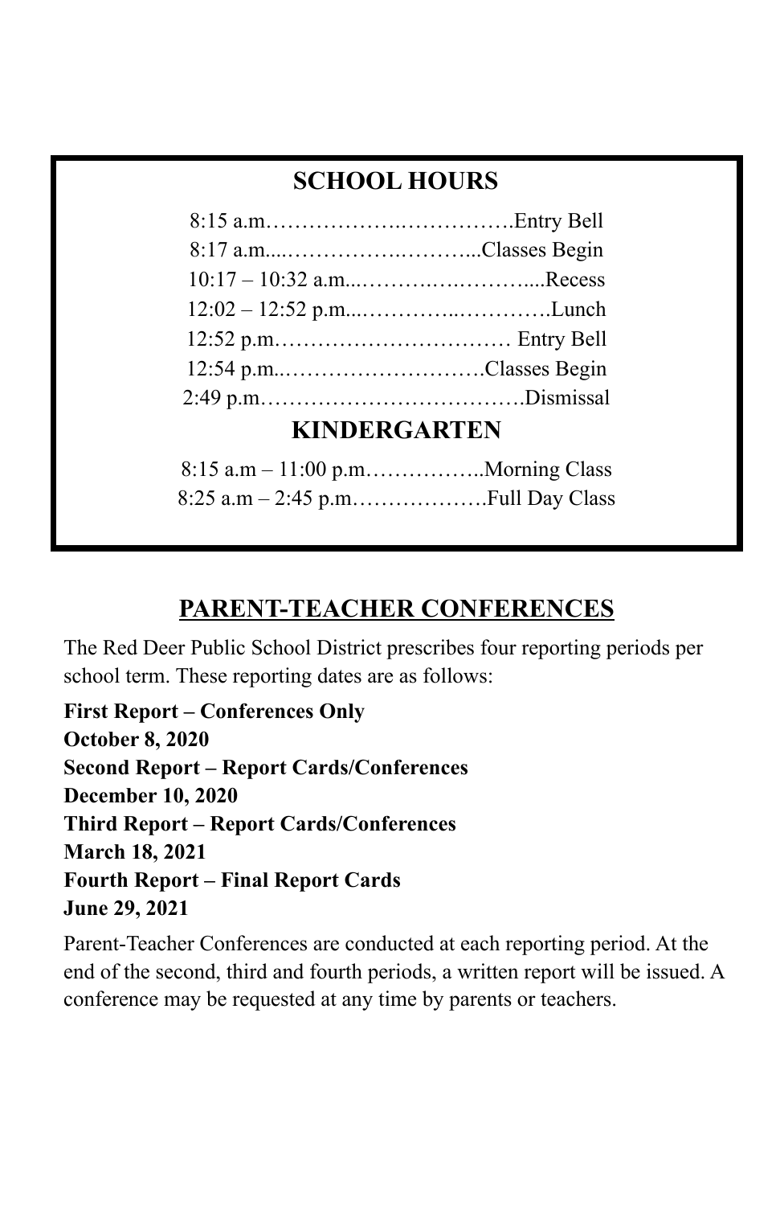## SCHOOL HOURS

8:15 a.m……………….…………….Entry Bell
8:17 a.m....…………….………...Classes Begin
10:17 – 10:32 a.m...……….….……….....Recess
12:02 – 12:52 p.m...…………..………….Lunch
12:52 p.m…………………………… Entry Bell
12:54 p.m..………………………Classes Begin
2:49 p.m……………………………….Dismissal

## KINDERGARTEN

8:15 a.m – 11:00 p.m……………..Morning Class
8:25 a.m – 2:45 p.m……………….Full Day Class

## PARENT-TEACHER CONFERENCES

The Red Deer Public School District prescribes four reporting periods per school term. These reporting dates are as follows:

**First Report – Conferences Only**
**October 8, 2020**
**Second Report – Report Cards/Conferences**
**December 10, 2020**
**Third Report – Report Cards/Conferences**
**March 18, 2021**
**Fourth Report – Final Report Cards**
**June 29, 2021**

Parent-Teacher Conferences are conducted at each reporting period. At the end of the second, third and fourth periods, a written report will be issued. A conference may be requested at any time by parents or teachers.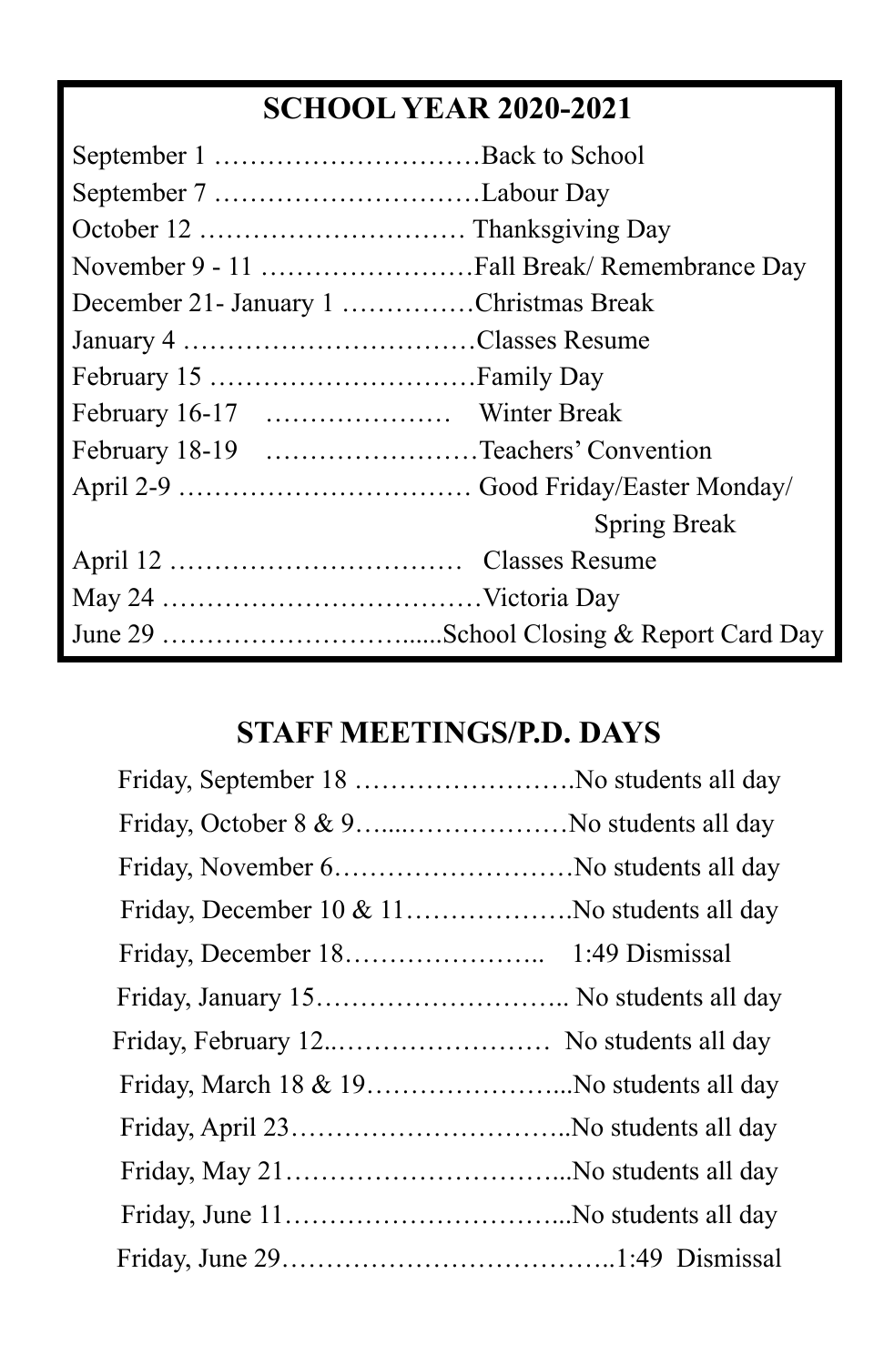## SCHOOL YEAR 2020-2021

| | |
|---|---|
| September 1 | Back to School |
| September 7 | Labour Day |
| October 12 | Thanksgiving Day |
| November 9 - 11 | Fall Break/ Remembrance Day |
| December 21- January 1 | Christmas Break |
| January 4 | Classes Resume |
| February 15 | Family Day |
| February 16-17 | Winter Break |
| February 18-19 | Teachers' Convention |
| April 2-9 | Good Friday/Easter Monday/ Spring Break |
| April 12 | Classes Resume |
| May 24 | Victoria Day |
| June 29 | School Closing & Report Card Day |

## STAFF MEETINGS/P.D. DAYS

| | |
|---|---|
| Friday, September 18 | No students all day |
| Friday, October 8 & 9 | No students all day |
| Friday, November 6 | No students all day |
| Friday, December 10 & 11 | No students all day |
| Friday, December 18 | 1:49 Dismissal |
| Friday, January 15 | No students all day |
| Friday, February 12 | No students all day |
| Friday, March 18 & 19 | No students all day |
| Friday, April 23 | No students all day |
| Friday, May 21 | No students all day |
| Friday, June 11 | No students all day |
| Friday, June 29 | 1:49 Dismissal |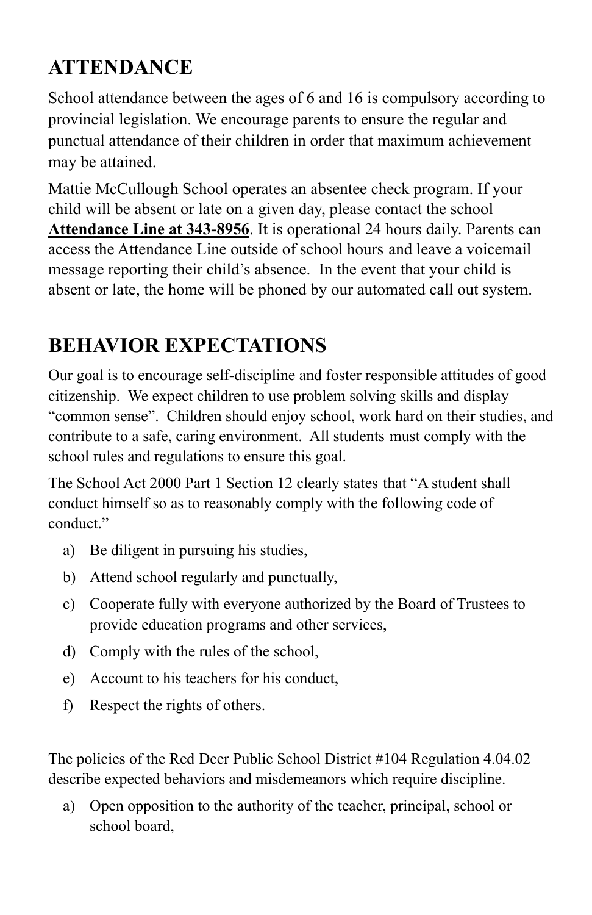## ATTENDANCE

School attendance between the ages of 6 and 16 is compulsory according to provincial legislation. We encourage parents to ensure the regular and punctual attendance of their children in order that maximum achievement may be attained.

Mattie McCullough School operates an absentee check program. If your child will be absent or late on a given day, please contact the school **Attendance Line at 343-8956**. It is operational 24 hours daily. Parents can access the Attendance Line outside of school hours and leave a voicemail message reporting their child's absence. In the event that your child is absent or late, the home will be phoned by our automated call out system.

## BEHAVIOR EXPECTATIONS

Our goal is to encourage self-discipline and foster responsible attitudes of good citizenship. We expect children to use problem solving skills and display "common sense". Children should enjoy school, work hard on their studies, and contribute to a safe, caring environment. All students must comply with the school rules and regulations to ensure this goal.

The School Act 2000 Part 1 Section 12 clearly states that "A student shall conduct himself so as to reasonably comply with the following code of conduct."

a) Be diligent in pursuing his studies,
b) Attend school regularly and punctually,
c) Cooperate fully with everyone authorized by the Board of Trustees to provide education programs and other services,
d) Comply with the rules of the school,
e) Account to his teachers for his conduct,
f) Respect the rights of others.

The policies of the Red Deer Public School District #104 Regulation 4.04.02 describe expected behaviors and misdemeanors which require discipline.

a) Open opposition to the authority of the teacher, principal, school or school board,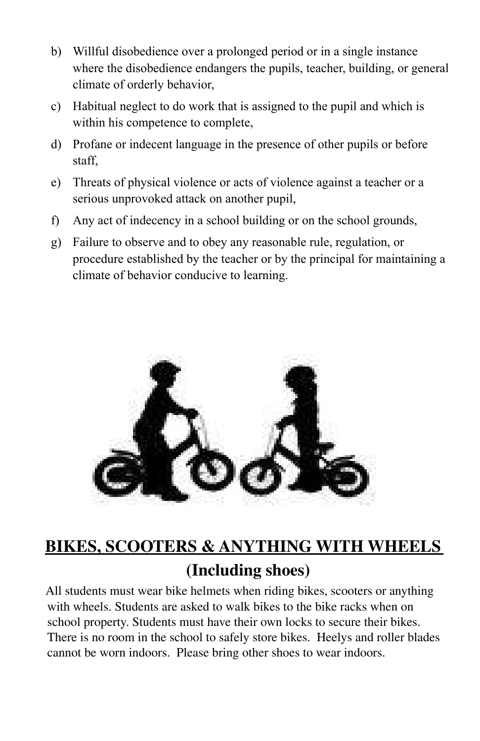b) Willful disobedience over a prolonged period or in a single instance where the disobedience endangers the pupils, teacher, building, or general climate of orderly behavior,

c) Habitual neglect to do work that is assigned to the pupil and which is within his competence to complete,

d) Profane or indecent language in the presence of other pupils or before staff,

e) Threats of physical violence or acts of violence against a teacher or a serious unprovoked attack on another pupil,

f) Any act of indecency in a school building or on the school grounds,

g) Failure to observe and to obey any reasonable rule, regulation, or procedure established by the teacher or by the principal for maintaining a climate of behavior conducive to learning.

## BIKES, SCOOTERS & ANYTHING WITH WHEELS

### (Including shoes)

All students must wear bike helmets when riding bikes, scooters or anything with wheels. Students are asked to walk bikes to the bike racks when on school property. Students must have their own locks to secure their bikes. There is no room in the school to safely store bikes. Heelys and roller blades cannot be worn indoors. Please bring other shoes to wear indoors.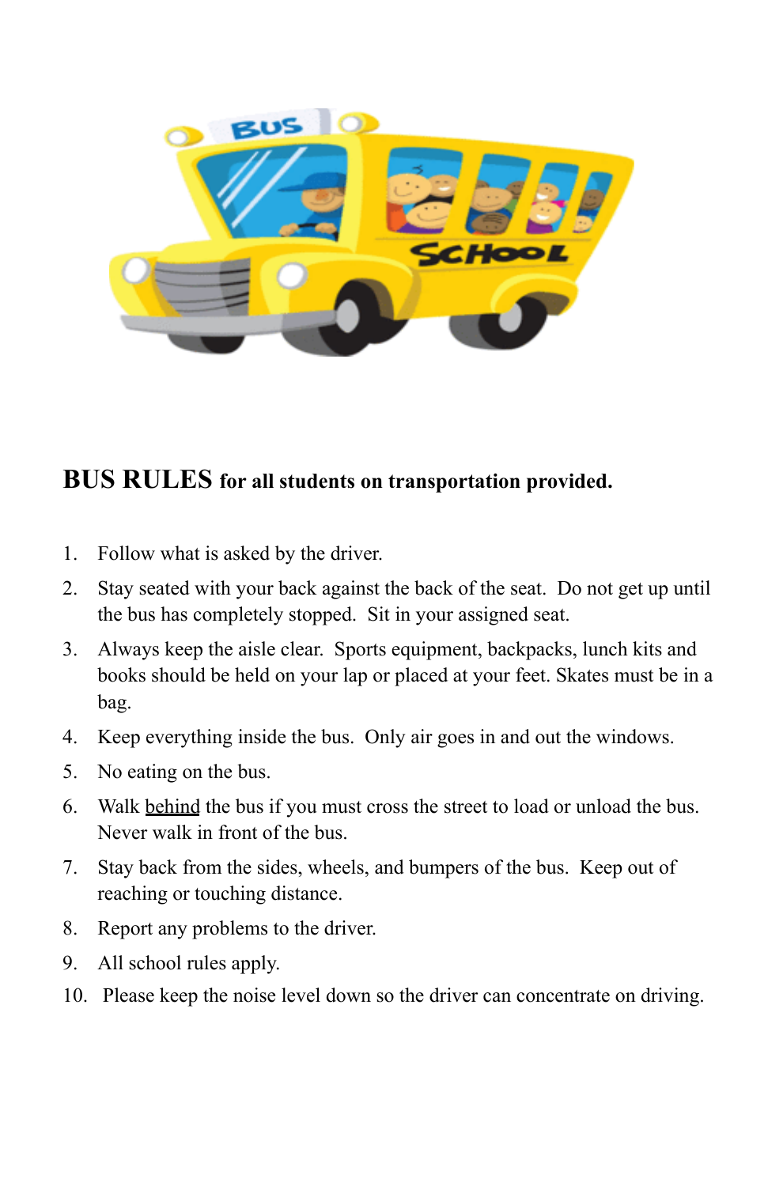## **BUS RULES** for all students on transportation provided.

1. Follow what is asked by the driver.
2. Stay seated with your back against the back of the seat. Do not get up until the bus has completely stopped. Sit in your assigned seat.
3. Always keep the aisle clear. Sports equipment, backpacks, lunch kits and books should be held on your lap or placed at your feet. Skates must be in a bag.
4. Keep everything inside the bus. Only air goes in and out the windows.
5. No eating on the bus.
6. Walk <u>behind</u> the bus if you must cross the street to load or unload the bus. Never walk in front of the bus.
7. Stay back from the sides, wheels, and bumpers of the bus. Keep out of reaching or touching distance.
8. Report any problems to the driver.
9. All school rules apply.
10. Please keep the noise level down so the driver can concentrate on driving.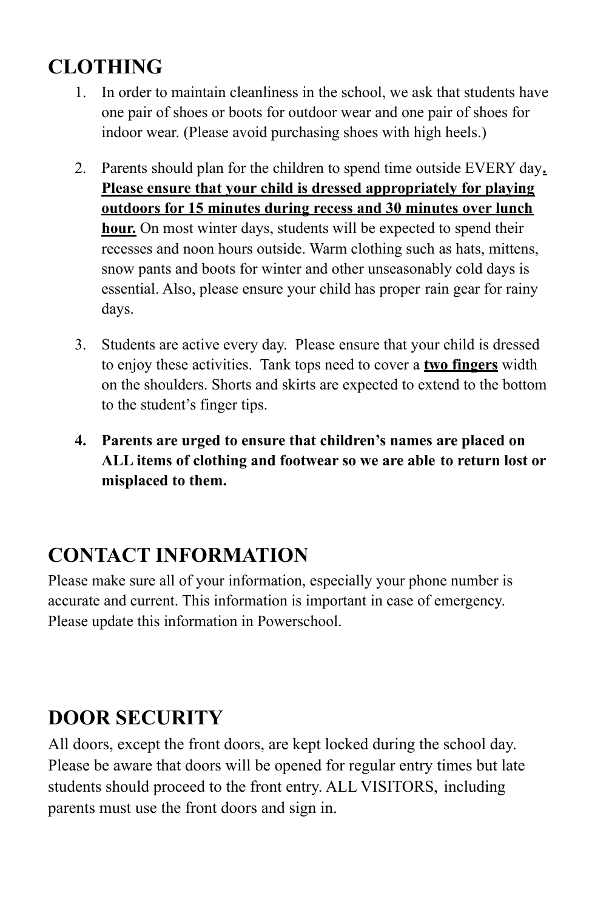## CLOTHING

1. In order to maintain cleanliness in the school, we ask that students have one pair of shoes or boots for outdoor wear and one pair of shoes for indoor wear. (Please avoid purchasing shoes with high heels.)

2. Parents should plan for the children to spend time outside EVERY day**. Please ensure that your child is dressed appropriately for playing outdoors for 15 minutes during recess and 30 minutes over lunch hour.** On most winter days, students will be expected to spend their recesses and noon hours outside. Warm clothing such as hats, mittens, snow pants and boots for winter and other unseasonably cold days is essential. Also, please ensure your child has proper rain gear for rainy days.

3. Students are active every day. Please ensure that your child is dressed to enjoy these activities. Tank tops need to cover a **two fingers** width on the shoulders. Shorts and skirts are expected to extend to the bottom to the student's finger tips.

4. **Parents are urged to ensure that children's names are placed on ALL items of clothing and footwear so we are able to return lost or misplaced to them.**

## CONTACT INFORMATION

Please make sure all of your information, especially your phone number is accurate and current. This information is important in case of emergency. Please update this information in Powerschool.

## DOOR SECURITY

All doors, except the front doors, are kept locked during the school day. Please be aware that doors will be opened for regular entry times but late students should proceed to the front entry. ALL VISITORS, including parents must use the front doors and sign in.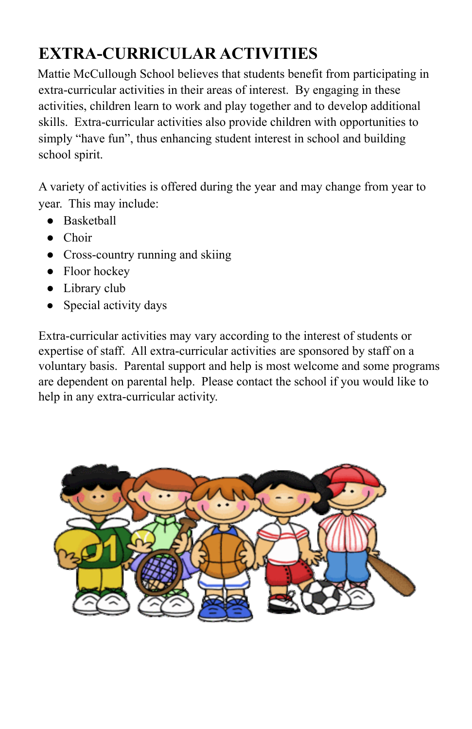# EXTRA-CURRICULAR ACTIVITIES

Mattie McCullough School believes that students benefit from participating in extra-curricular activities in their areas of interest. By engaging in these activities, children learn to work and play together and to develop additional skills. Extra-curricular activities also provide children with opportunities to simply "have fun", thus enhancing student interest in school and building school spirit.

A variety of activities is offered during the year and may change from year to year. This may include:

- Basketball
- Choir
- Cross-country running and skiing
- Floor hockey
- Library club
- Special activity days

Extra-curricular activities may vary according to the interest of students or expertise of staff. All extra-curricular activities are sponsored by staff on a voluntary basis. Parental support and help is most welcome and some programs are dependent on parental help. Please contact the school if you would like to help in any extra-curricular activity.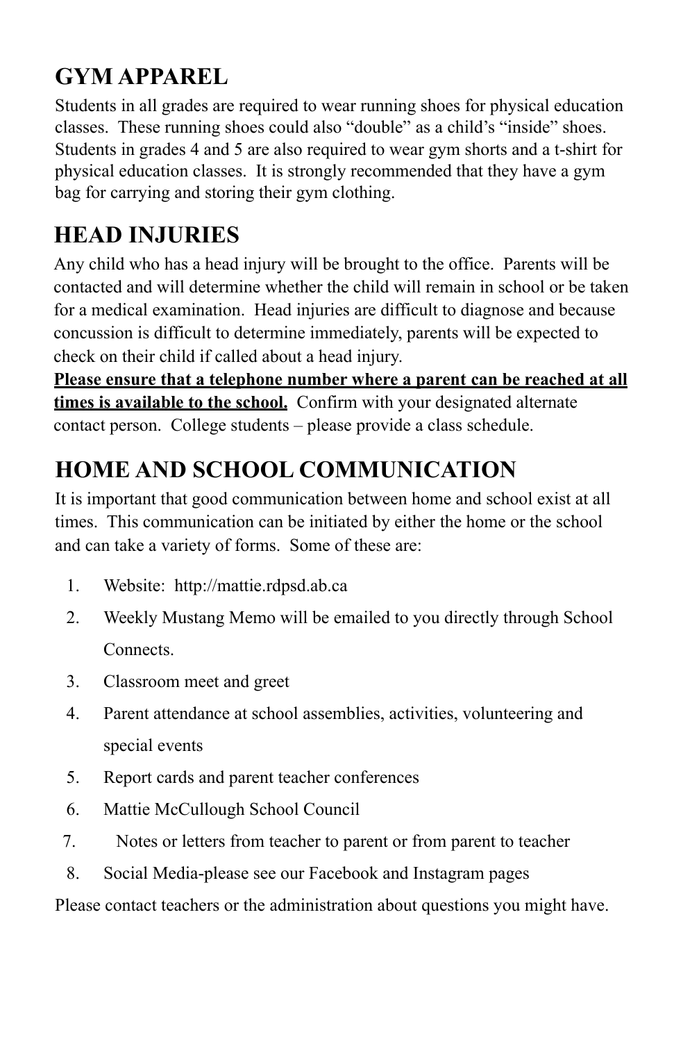## GYM APPAREL

Students in all grades are required to wear running shoes for physical education classes. These running shoes could also "double" as a child's "inside" shoes. Students in grades 4 and 5 are also required to wear gym shorts and a t-shirt for physical education classes. It is strongly recommended that they have a gym bag for carrying and storing their gym clothing.

## HEAD INJURIES

Any child who has a head injury will be brought to the office. Parents will be contacted and will determine whether the child will remain in school or be taken for a medical examination. Head injuries are difficult to diagnose and because concussion is difficult to determine immediately, parents will be expected to check on their child if called about a head injury.

<u>**Please ensure that a telephone number where a parent can be reached at all times is available to the school.**</u> Confirm with your designated alternate contact person. College students – please provide a class schedule.

## HOME AND SCHOOL COMMUNICATION

It is important that good communication between home and school exist at all times. This communication can be initiated by either the home or the school and can take a variety of forms. Some of these are:

1. Website: http://mattie.rdpsd.ab.ca
2. Weekly Mustang Memo will be emailed to you directly through School Connects.
3. Classroom meet and greet
4. Parent attendance at school assemblies, activities, volunteering and special events
5. Report cards and parent teacher conferences
6. Mattie McCullough School Council
7. Notes or letters from teacher to parent or from parent to teacher
8. Social Media-please see our Facebook and Instagram pages

Please contact teachers or the administration about questions you might have.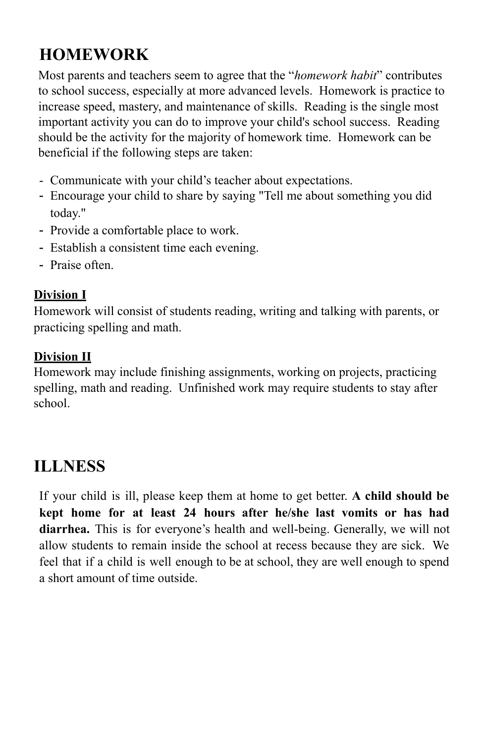# HOMEWORK

Most parents and teachers seem to agree that the "*homework habit*" contributes to school success, especially at more advanced levels. Homework is practice to increase speed, mastery, and maintenance of skills. Reading is the single most important activity you can do to improve your child's school success. Reading should be the activity for the majority of homework time. Homework can be beneficial if the following steps are taken:

- Communicate with your child's teacher about expectations.
- Encourage your child to share by saying "Tell me about something you did today."
- Provide a comfortable place to work.
- Establish a consistent time each evening.
- Praise often.

**Division I**

Homework will consist of students reading, writing and talking with parents, or practicing spelling and math.

**Division II**

Homework may include finishing assignments, working on projects, practicing spelling, math and reading. Unfinished work may require students to stay after school.

# ILLNESS

If your child is ill, please keep them at home to get better. **A child should be kept home for at least 24 hours after he/she last vomits or has had diarrhea.** This is for everyone's health and well-being. Generally, we will not allow students to remain inside the school at recess because they are sick. We feel that if a child is well enough to be at school, they are well enough to spend a short amount of time outside.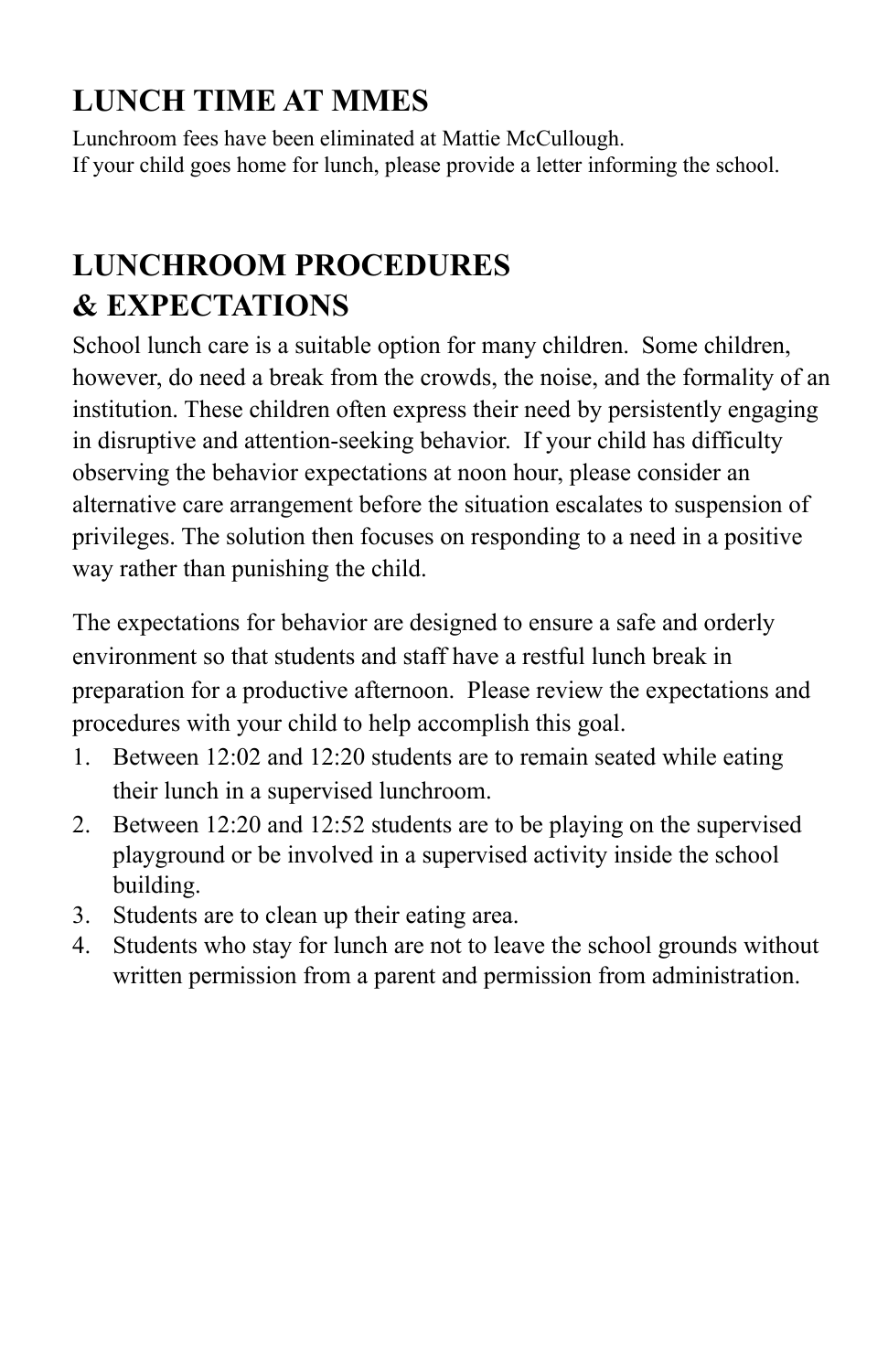## LUNCH TIME AT MMES

Lunchroom fees have been eliminated at Mattie McCullough.
If your child goes home for lunch, please provide a letter informing the school.

## LUNCHROOM PROCEDURES & EXPECTATIONS

School lunch care is a suitable option for many children. Some children, however, do need a break from the crowds, the noise, and the formality of an institution. These children often express their need by persistently engaging in disruptive and attention-seeking behavior. If your child has difficulty observing the behavior expectations at noon hour, please consider an alternative care arrangement before the situation escalates to suspension of privileges. The solution then focuses on responding to a need in a positive way rather than punishing the child.

The expectations for behavior are designed to ensure a safe and orderly environment so that students and staff have a restful lunch break in preparation for a productive afternoon. Please review the expectations and procedures with your child to help accomplish this goal.

1. Between 12:02 and 12:20 students are to remain seated while eating their lunch in a supervised lunchroom.
2. Between 12:20 and 12:52 students are to be playing on the supervised playground or be involved in a supervised activity inside the school building.
3. Students are to clean up their eating area.
4. Students who stay for lunch are not to leave the school grounds without written permission from a parent and permission from administration.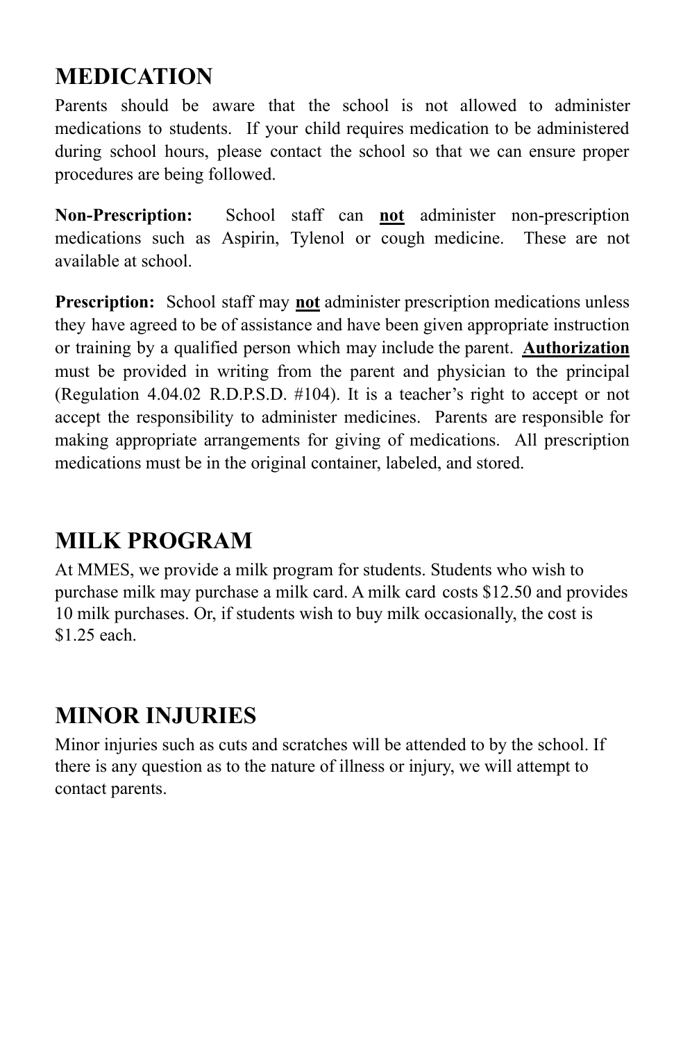## MEDICATION

Parents should be aware that the school is not allowed to administer medications to students. If your child requires medication to be administered during school hours, please contact the school so that we can ensure proper procedures are being followed.

**Non-Prescription:** School staff can **not** administer non-prescription medications such as Aspirin, Tylenol or cough medicine. These are not available at school.

**Prescription:** School staff may **not** administer prescription medications unless they have agreed to be of assistance and have been given appropriate instruction or training by a qualified person which may include the parent. **Authorization** must be provided in writing from the parent and physician to the principal (Regulation 4.04.02 R.D.P.S.D. #104). It is a teacher's right to accept or not accept the responsibility to administer medicines. Parents are responsible for making appropriate arrangements for giving of medications. All prescription medications must be in the original container, labeled, and stored.

## MILK PROGRAM

At MMES, we provide a milk program for students. Students who wish to purchase milk may purchase a milk card. A milk card costs $12.50 and provides 10 milk purchases. Or, if students wish to buy milk occasionally, the cost is $1.25 each.

## MINOR INJURIES

Minor injuries such as cuts and scratches will be attended to by the school. If there is any question as to the nature of illness or injury, we will attempt to contact parents.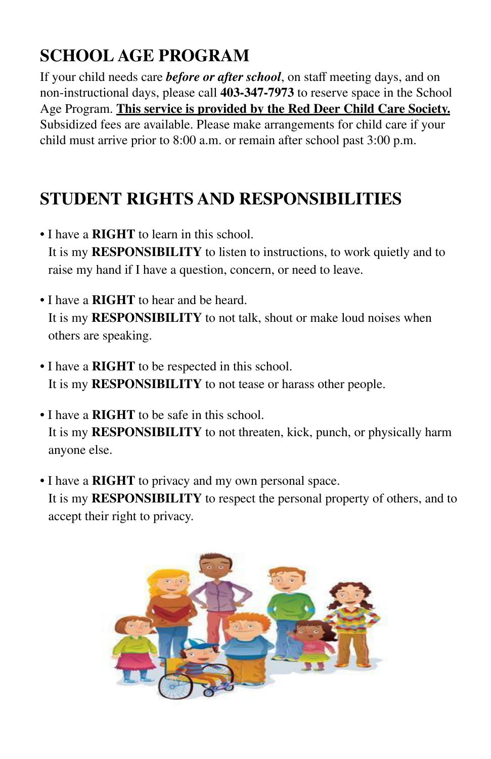## SCHOOL AGE PROGRAM

If your child needs care ***before or after school***, on staff meeting days, and on non-instructional days, please call **403-347-7973** to reserve space in the School Age Program. **This service is provided by the Red Deer Child Care Society.** Subsidized fees are available. Please make arrangements for child care if your child must arrive prior to 8:00 a.m. or remain after school past 3:00 p.m.

## STUDENT RIGHTS AND RESPONSIBILITIES

- I have a **RIGHT** to learn in this school.
  It is my **RESPONSIBILITY** to listen to instructions, to work quietly and to raise my hand if I have a question, concern, or need to leave.

- I have a **RIGHT** to hear and be heard.
  It is my **RESPONSIBILITY** to not talk, shout or make loud noises when others are speaking.

- I have a **RIGHT** to be respected in this school.
  It is my **RESPONSIBILITY** to not tease or harass other people.

- I have a **RIGHT** to be safe in this school.
  It is my **RESPONSIBILITY** to not threaten, kick, punch, or physically harm anyone else.

- I have a **RIGHT** to privacy and my own personal space.
  It is my **RESPONSIBILITY** to respect the personal property of others, and to accept their right to privacy.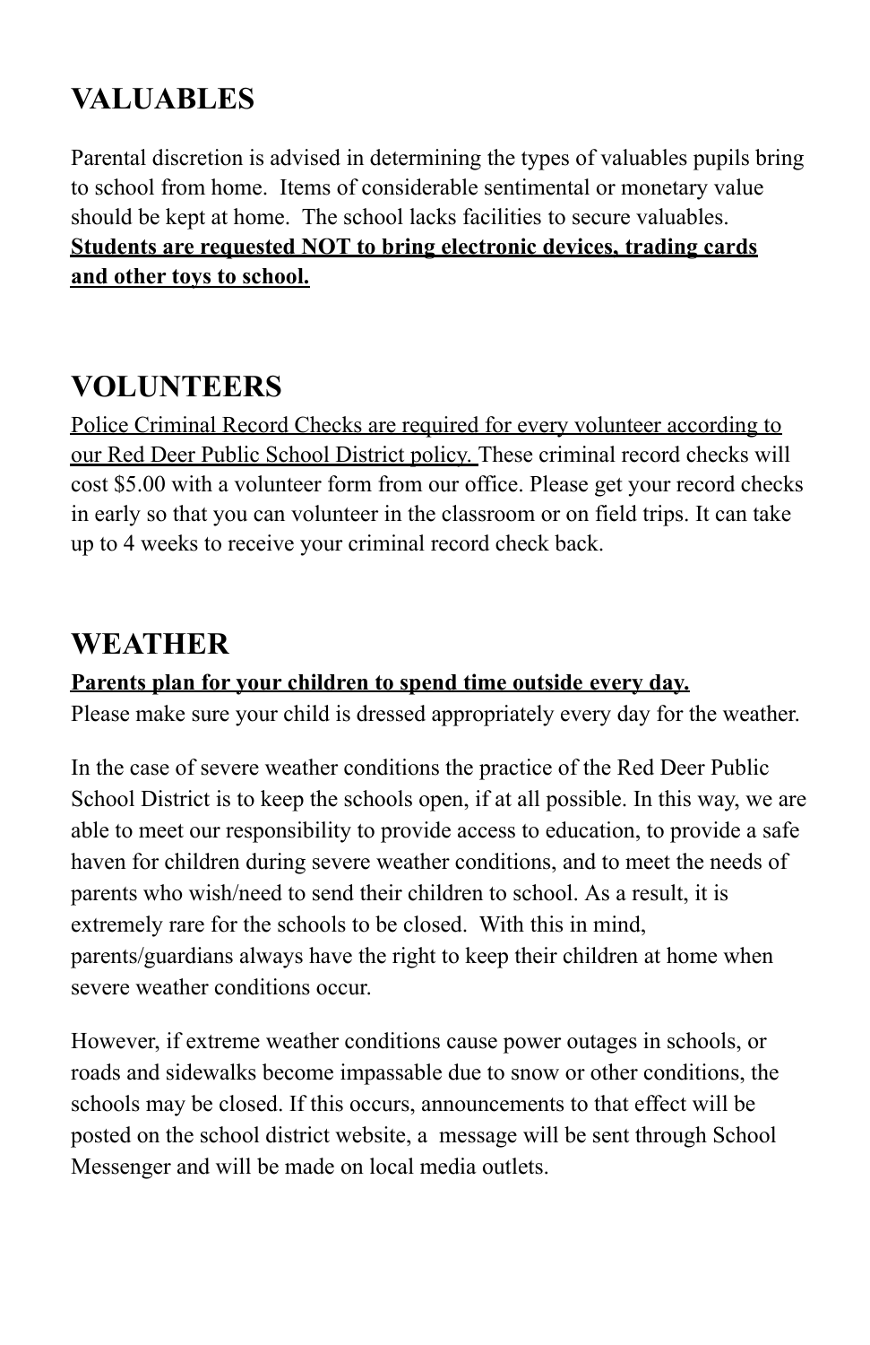## VALUABLES

Parental discretion is advised in determining the types of valuables pupils bring to school from home. Items of considerable sentimental or monetary value should be kept at home. The school lacks facilities to secure valuables. **Students are requested NOT to bring electronic devices, trading cards and other toys to school.**

## VOLUNTEERS

Police Criminal Record Checks are required for every volunteer according to our Red Deer Public School District policy. These criminal record checks will cost $5.00 with a volunteer form from our office. Please get your record checks in early so that you can volunteer in the classroom or on field trips. It can take up to 4 weeks to receive your criminal record check back.

## WEATHER

**Parents plan for your children to spend time outside every day.**
Please make sure your child is dressed appropriately every day for the weather.

In the case of severe weather conditions the practice of the Red Deer Public School District is to keep the schools open, if at all possible. In this way, we are able to meet our responsibility to provide access to education, to provide a safe haven for children during severe weather conditions, and to meet the needs of parents who wish/need to send their children to school. As a result, it is extremely rare for the schools to be closed. With this in mind, parents/guardians always have the right to keep their children at home when severe weather conditions occur.

However, if extreme weather conditions cause power outages in schools, or roads and sidewalks become impassable due to snow or other conditions, the schools may be closed. If this occurs, announcements to that effect will be posted on the school district website, a message will be sent through School Messenger and will be made on local media outlets.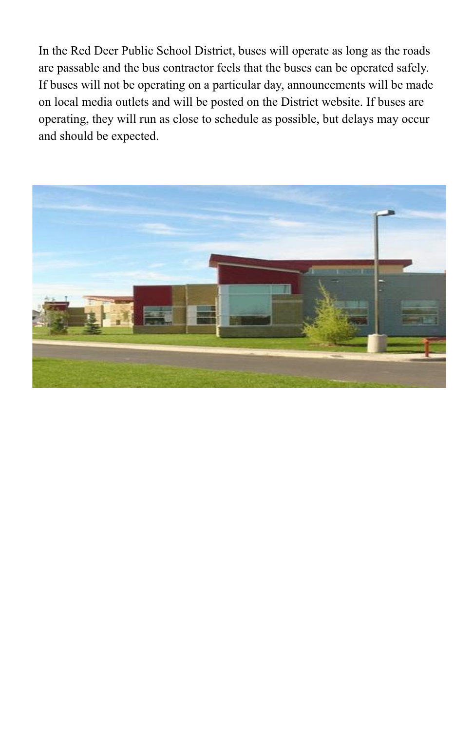In the Red Deer Public School District, buses will operate as long as the roads are passable and the bus contractor feels that the buses can be operated safely. If buses will not be operating on a particular day, announcements will be made on local media outlets and will be posted on the District website. If buses are operating, they will run as close to schedule as possible, but delays may occur and should be expected.